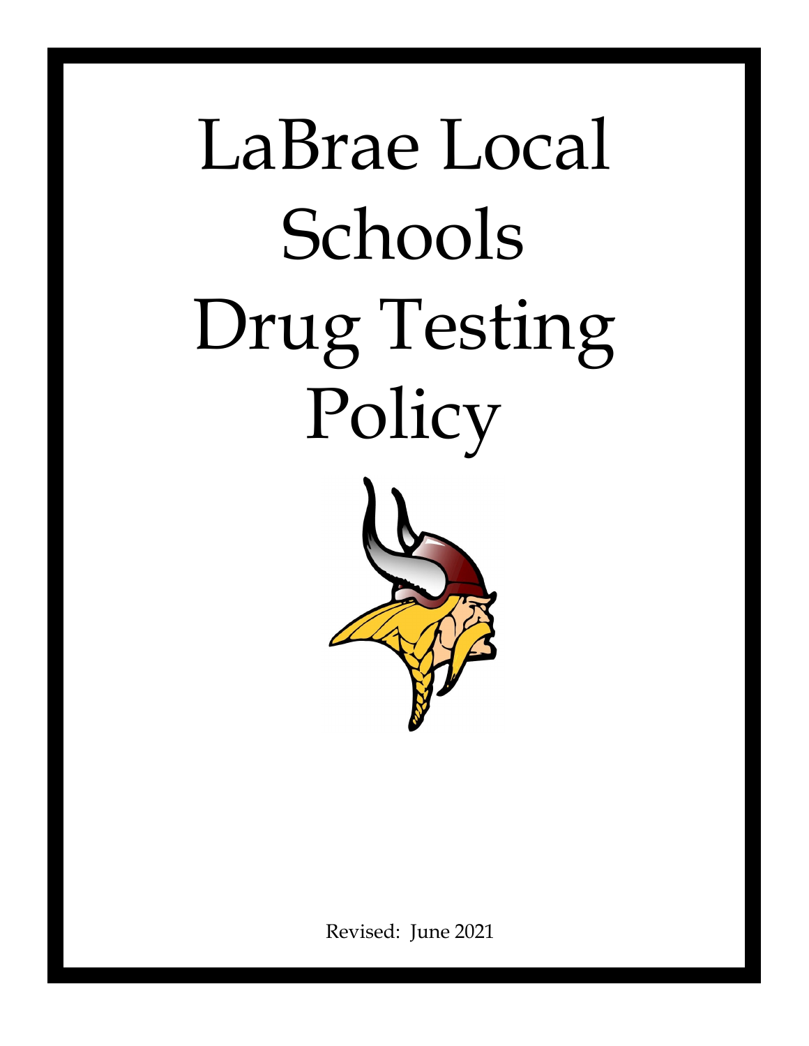# LaBrae Local Schools Drug Testing Policy

Revised: June 2021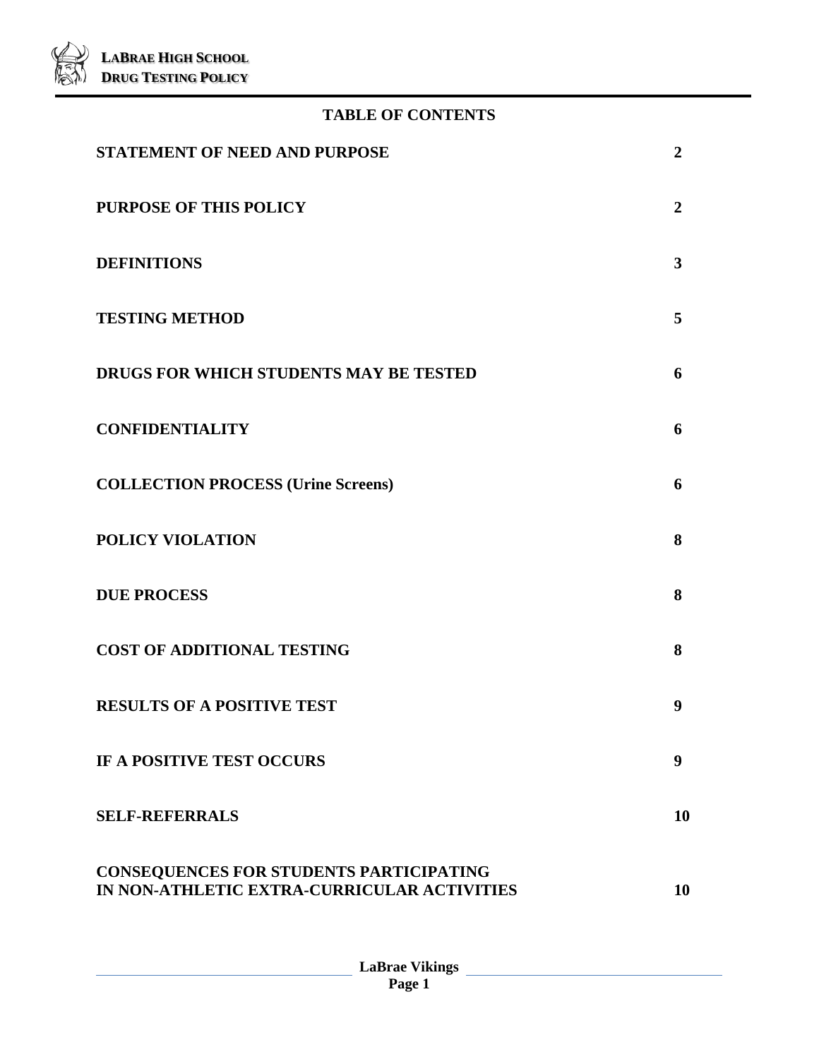## TABLE OF CONTENTS

| | |
|---|---|
| **STATEMENT OF NEED AND PURPOSE** | **2** |
| **PURPOSE OF THIS POLICY** | **2** |
| **DEFINITIONS** | **3** |
| **TESTING METHOD** | **5** |
| **DRUGS FOR WHICH STUDENTS MAY BE TESTED** | **6** |
| **CONFIDENTIALITY** | **6** |
| **COLLECTION PROCESS (Urine Screens)** | **6** |
| **POLICY VIOLATION** | **8** |
| **DUE PROCESS** | **8** |
| **COST OF ADDITIONAL TESTING** | **8** |
| **RESULTS OF A POSITIVE TEST** | **9** |
| **IF A POSITIVE TEST OCCURS** | **9** |
| **SELF-REFERRALS** | **10** |
| **CONSEQUENCES FOR STUDENTS PARTICIPATING IN NON-ATHLETIC EXTRA-CURRICULAR ACTIVITIES** | **10** |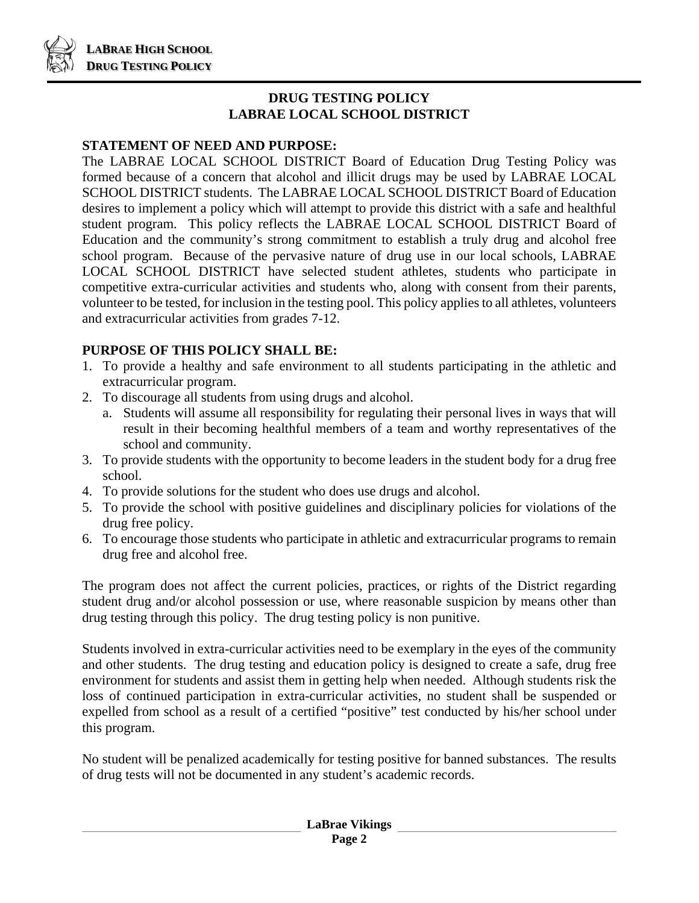## DRUG TESTING POLICY
## LABRAE LOCAL SCHOOL DISTRICT

**STATEMENT OF NEED AND PURPOSE:**

The LABRAE LOCAL SCHOOL DISTRICT Board of Education Drug Testing Policy was formed because of a concern that alcohol and illicit drugs may be used by LABRAE LOCAL SCHOOL DISTRICT students. The LABRAE LOCAL SCHOOL DISTRICT Board of Education desires to implement a policy which will attempt to provide this district with a safe and healthful student program. This policy reflects the LABRAE LOCAL SCHOOL DISTRICT Board of Education and the community's strong commitment to establish a truly drug and alcohol free school program. Because of the pervasive nature of drug use in our local schools, LABRAE LOCAL SCHOOL DISTRICT have selected student athletes, students who participate in competitive extra-curricular activities and students who, along with consent from their parents, volunteer to be tested, for inclusion in the testing pool. This policy applies to all athletes, volunteers and extracurricular activities from grades 7-12.

**PURPOSE OF THIS POLICY SHALL BE:**

1. To provide a healthy and safe environment to all students participating in the athletic and extracurricular program.
2. To discourage all students from using drugs and alcohol.
   a. Students will assume all responsibility for regulating their personal lives in ways that will result in their becoming healthful members of a team and worthy representatives of the school and community.
3. To provide students with the opportunity to become leaders in the student body for a drug free school.
4. To provide solutions for the student who does use drugs and alcohol.
5. To provide the school with positive guidelines and disciplinary policies for violations of the drug free policy.
6. To encourage those students who participate in athletic and extracurricular programs to remain drug free and alcohol free.

The program does not affect the current policies, practices, or rights of the District regarding student drug and/or alcohol possession or use, where reasonable suspicion by means other than drug testing through this policy. The drug testing policy is non punitive.

Students involved in extra-curricular activities need to be exemplary in the eyes of the community and other students. The drug testing and education policy is designed to create a safe, drug free environment for students and assist them in getting help when needed. Although students risk the loss of continued participation in extra-curricular activities, no student shall be suspended or expelled from school as a result of a certified "positive" test conducted by his/her school under this program.

No student will be penalized academically for testing positive for banned substances. The results of drug tests will not be documented in any student's academic records.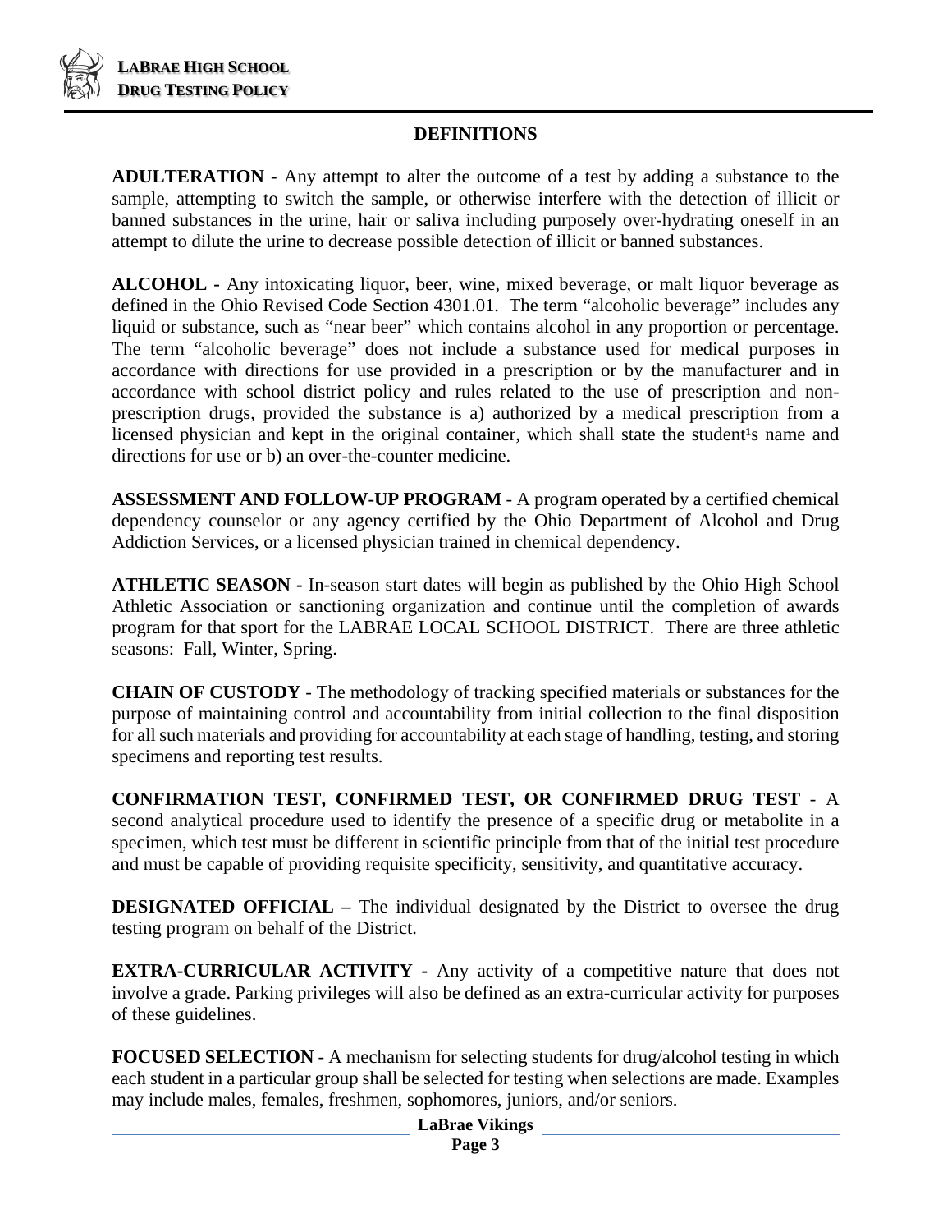## DEFINITIONS

**ADULTERATION** - Any attempt to alter the outcome of a test by adding a substance to the sample, attempting to switch the sample, or otherwise interfere with the detection of illicit or banned substances in the urine, hair or saliva including purposely over-hydrating oneself in an attempt to dilute the urine to decrease possible detection of illicit or banned substances.

**ALCOHOL -** Any intoxicating liquor, beer, wine, mixed beverage, or malt liquor beverage as defined in the Ohio Revised Code Section 4301.01. The term "alcoholic beverage" includes any liquid or substance, such as "near beer" which contains alcohol in any proportion or percentage. The term "alcoholic beverage" does not include a substance used for medical purposes in accordance with directions for use provided in a prescription or by the manufacturer and in accordance with school district policy and rules related to the use of prescription and non-prescription drugs, provided the substance is a) authorized by a medical prescription from a licensed physician and kept in the original container, which shall state the student¹s name and directions for use or b) an over-the-counter medicine.

**ASSESSMENT AND FOLLOW-UP PROGRAM** - A program operated by a certified chemical dependency counselor or any agency certified by the Ohio Department of Alcohol and Drug Addiction Services, or a licensed physician trained in chemical dependency.

**ATHLETIC SEASON -** In-season start dates will begin as published by the Ohio High School Athletic Association or sanctioning organization and continue until the completion of awards program for that sport for the LABRAE LOCAL SCHOOL DISTRICT. There are three athletic seasons: Fall, Winter, Spring.

**CHAIN OF CUSTODY** - The methodology of tracking specified materials or substances for the purpose of maintaining control and accountability from initial collection to the final disposition for all such materials and providing for accountability at each stage of handling, testing, and storing specimens and reporting test results.

**CONFIRMATION TEST, CONFIRMED TEST, OR CONFIRMED DRUG TEST** - A second analytical procedure used to identify the presence of a specific drug or metabolite in a specimen, which test must be different in scientific principle from that of the initial test procedure and must be capable of providing requisite specificity, sensitivity, and quantitative accuracy.

**DESIGNATED OFFICIAL –** The individual designated by the District to oversee the drug testing program on behalf of the District.

**EXTRA-CURRICULAR ACTIVITY -** Any activity of a competitive nature that does not involve a grade. Parking privileges will also be defined as an extra-curricular activity for purposes of these guidelines.

**FOCUSED SELECTION** - A mechanism for selecting students for drug/alcohol testing in which each student in a particular group shall be selected for testing when selections are made. Examples may include males, females, freshmen, sophomores, juniors, and/or seniors.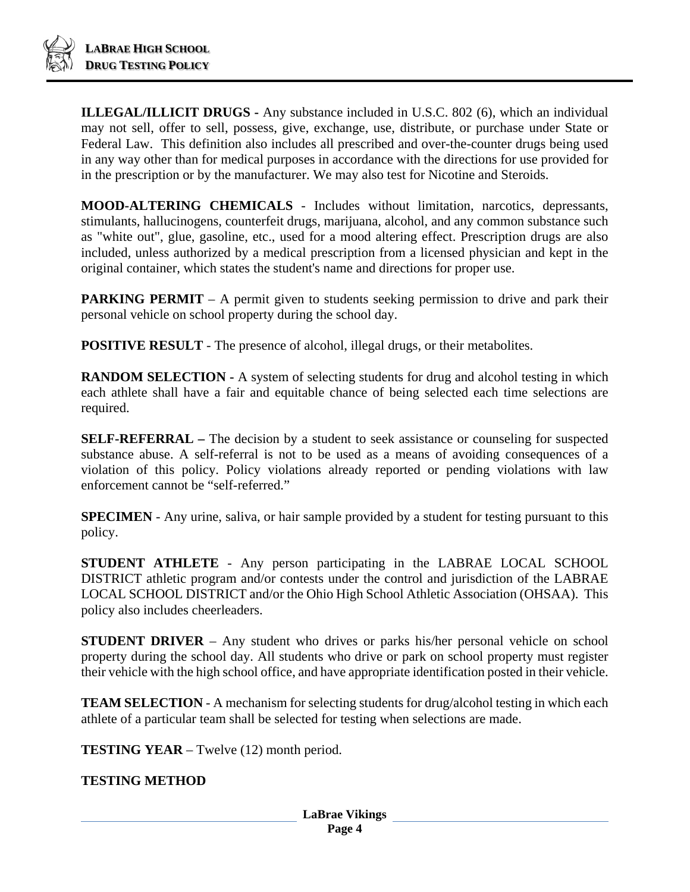**ILLEGAL/ILLICIT DRUGS** - Any substance included in U.S.C. 802 (6), which an individual may not sell, offer to sell, possess, give, exchange, use, distribute, or purchase under State or Federal Law. This definition also includes all prescribed and over-the-counter drugs being used in any way other than for medical purposes in accordance with the directions for use provided for in the prescription or by the manufacturer. We may also test for Nicotine and Steroids.

**MOOD-ALTERING CHEMICALS** - Includes without limitation, narcotics, depressants, stimulants, hallucinogens, counterfeit drugs, marijuana, alcohol, and any common substance such as "white out", glue, gasoline, etc., used for a mood altering effect. Prescription drugs are also included, unless authorized by a medical prescription from a licensed physician and kept in the original container, which states the student's name and directions for proper use.

**PARKING PERMIT** – A permit given to students seeking permission to drive and park their personal vehicle on school property during the school day.

**POSITIVE RESULT** - The presence of alcohol, illegal drugs, or their metabolites.

**RANDOM SELECTION** - A system of selecting students for drug and alcohol testing in which each athlete shall have a fair and equitable chance of being selected each time selections are required.

**SELF-REFERRAL –** The decision by a student to seek assistance or counseling for suspected substance abuse. A self-referral is not to be used as a means of avoiding consequences of a violation of this policy. Policy violations already reported or pending violations with law enforcement cannot be "self-referred."

**SPECIMEN** - Any urine, saliva, or hair sample provided by a student for testing pursuant to this policy.

**STUDENT ATHLETE** - Any person participating in the LABRAE LOCAL SCHOOL DISTRICT athletic program and/or contests under the control and jurisdiction of the LABRAE LOCAL SCHOOL DISTRICT and/or the Ohio High School Athletic Association (OHSAA). This policy also includes cheerleaders.

**STUDENT DRIVER** – Any student who drives or parks his/her personal vehicle on school property during the school day. All students who drive or park on school property must register their vehicle with the high school office, and have appropriate identification posted in their vehicle.

**TEAM SELECTION** - A mechanism for selecting students for drug/alcohol testing in which each athlete of a particular team shall be selected for testing when selections are made.

**TESTING YEAR** – Twelve (12) month period.

**TESTING METHOD**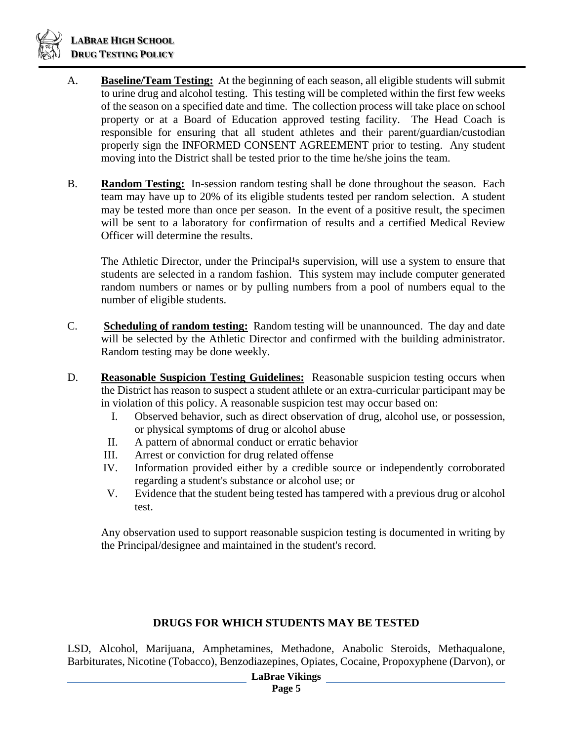A. **Baseline/Team Testing:** At the beginning of each season, all eligible students will submit to urine drug and alcohol testing. This testing will be completed within the first few weeks of the season on a specified date and time. The collection process will take place on school property or at a Board of Education approved testing facility. The Head Coach is responsible for ensuring that all student athletes and their parent/guardian/custodian properly sign the INFORMED CONSENT AGREEMENT prior to testing. Any student moving into the District shall be tested prior to the time he/she joins the team.

B. **Random Testing:** In-session random testing shall be done throughout the season. Each team may have up to 20% of its eligible students tested per random selection. A student may be tested more than once per season. In the event of a positive result, the specimen will be sent to a laboratory for confirmation of results and a certified Medical Review Officer will determine the results.

The Athletic Director, under the Principal¹s supervision, will use a system to ensure that students are selected in a random fashion. This system may include computer generated random numbers or names or by pulling numbers from a pool of numbers equal to the number of eligible students.

C. **Scheduling of random testing:** Random testing will be unannounced. The day and date will be selected by the Athletic Director and confirmed with the building administrator. Random testing may be done weekly.

D. **Reasonable Suspicion Testing Guidelines:** Reasonable suspicion testing occurs when the District has reason to suspect a student athlete or an extra-curricular participant may be in violation of this policy. A reasonable suspicion test may occur based on:

   I. Observed behavior, such as direct observation of drug, alcohol use, or possession, or physical symptoms of drug or alcohol abuse
   II. A pattern of abnormal conduct or erratic behavior
   III. Arrest or conviction for drug related offense
   IV. Information provided either by a credible source or independently corroborated regarding a student's substance or alcohol use; or
   V. Evidence that the student being tested has tampered with a previous drug or alcohol test.

Any observation used to support reasonable suspicion testing is documented in writing by the Principal/designee and maintained in the student's record.

## DRUGS FOR WHICH STUDENTS MAY BE TESTED

LSD, Alcohol, Marijuana, Amphetamines, Methadone, Anabolic Steroids, Methaqualone, Barbiturates, Nicotine (Tobacco), Benzodiazepines, Opiates, Cocaine, Propoxyphene (Darvon), or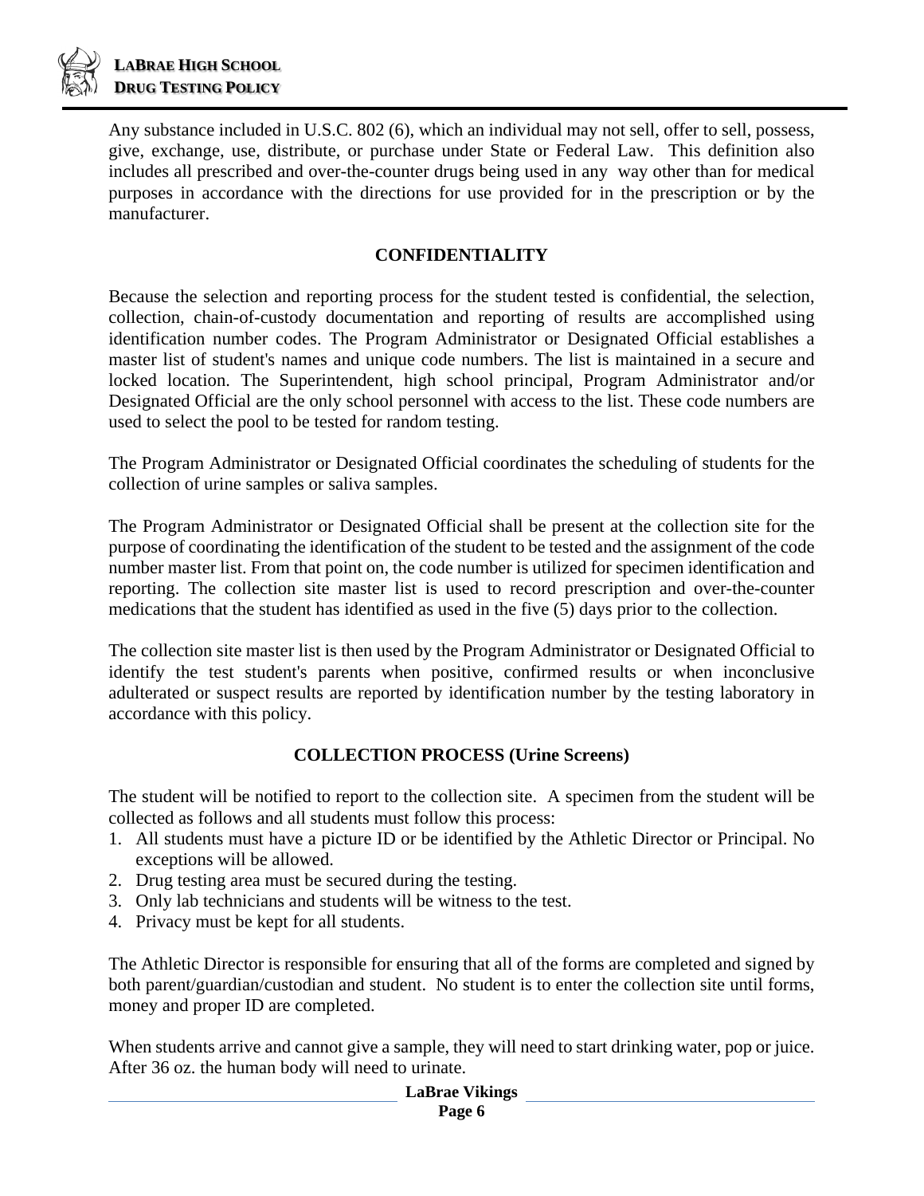Any substance included in U.S.C. 802 (6), which an individual may not sell, offer to sell, possess, give, exchange, use, distribute, or purchase under State or Federal Law. This definition also includes all prescribed and over-the-counter drugs being used in any way other than for medical purposes in accordance with the directions for use provided for in the prescription or by the manufacturer.

## CONFIDENTIALITY

Because the selection and reporting process for the student tested is confidential, the selection, collection, chain-of-custody documentation and reporting of results are accomplished using identification number codes. The Program Administrator or Designated Official establishes a master list of student's names and unique code numbers. The list is maintained in a secure and locked location. The Superintendent, high school principal, Program Administrator and/or Designated Official are the only school personnel with access to the list. These code numbers are used to select the pool to be tested for random testing.

The Program Administrator or Designated Official coordinates the scheduling of students for the collection of urine samples or saliva samples.

The Program Administrator or Designated Official shall be present at the collection site for the purpose of coordinating the identification of the student to be tested and the assignment of the code number master list. From that point on, the code number is utilized for specimen identification and reporting. The collection site master list is used to record prescription and over-the-counter medications that the student has identified as used in the five (5) days prior to the collection.

The collection site master list is then used by the Program Administrator or Designated Official to identify the test student's parents when positive, confirmed results or when inconclusive adulterated or suspect results are reported by identification number by the testing laboratory in accordance with this policy.

## COLLECTION PROCESS (Urine Screens)

The student will be notified to report to the collection site. A specimen from the student will be collected as follows and all students must follow this process:

1. All students must have a picture ID or be identified by the Athletic Director or Principal. No exceptions will be allowed.
2. Drug testing area must be secured during the testing.
3. Only lab technicians and students will be witness to the test.
4. Privacy must be kept for all students.

The Athletic Director is responsible for ensuring that all of the forms are completed and signed by both parent/guardian/custodian and student. No student is to enter the collection site until forms, money and proper ID are completed.

When students arrive and cannot give a sample, they will need to start drinking water, pop or juice. After 36 oz. the human body will need to urinate.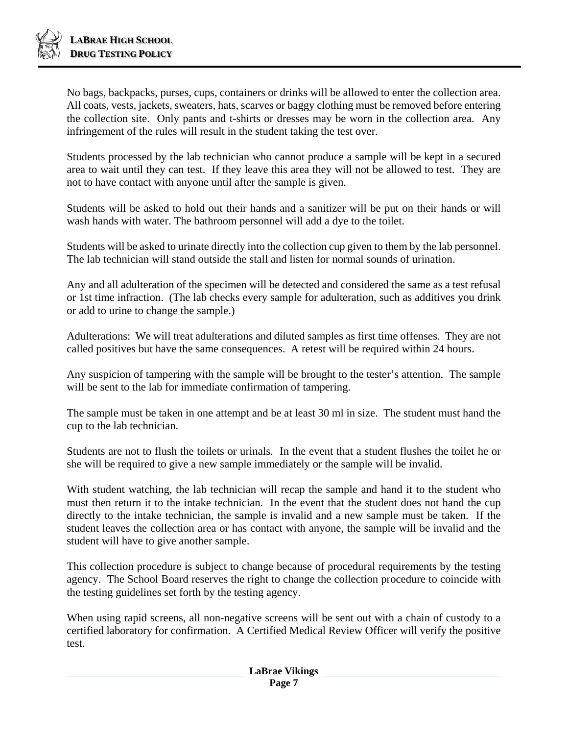No bags, backpacks, purses, cups, containers or drinks will be allowed to enter the collection area. All coats, vests, jackets, sweaters, hats, scarves or baggy clothing must be removed before entering the collection site. Only pants and t-shirts or dresses may be worn in the collection area. Any infringement of the rules will result in the student taking the test over.

Students processed by the lab technician who cannot produce a sample will be kept in a secured area to wait until they can test. If they leave this area they will not be allowed to test. They are not to have contact with anyone until after the sample is given.

Students will be asked to hold out their hands and a sanitizer will be put on their hands or will wash hands with water. The bathroom personnel will add a dye to the toilet.

Students will be asked to urinate directly into the collection cup given to them by the lab personnel. The lab technician will stand outside the stall and listen for normal sounds of urination.

Any and all adulteration of the specimen will be detected and considered the same as a test refusal or 1st time infraction. (The lab checks every sample for adulteration, such as additives you drink or add to urine to change the sample.)

Adulterations: We will treat adulterations and diluted samples as first time offenses. They are not called positives but have the same consequences. A retest will be required within 24 hours.

Any suspicion of tampering with the sample will be brought to the tester's attention. The sample will be sent to the lab for immediate confirmation of tampering.

The sample must be taken in one attempt and be at least 30 ml in size. The student must hand the cup to the lab technician.

Students are not to flush the toilets or urinals. In the event that a student flushes the toilet he or she will be required to give a new sample immediately or the sample will be invalid.

With student watching, the lab technician will recap the sample and hand it to the student who must then return it to the intake technician. In the event that the student does not hand the cup directly to the intake technician, the sample is invalid and a new sample must be taken. If the student leaves the collection area or has contact with anyone, the sample will be invalid and the student will have to give another sample.

This collection procedure is subject to change because of procedural requirements by the testing agency. The School Board reserves the right to change the collection procedure to coincide with the testing guidelines set forth by the testing agency.

When using rapid screens, all non-negative screens will be sent out with a chain of custody to a certified laboratory for confirmation. A Certified Medical Review Officer will verify the positive test.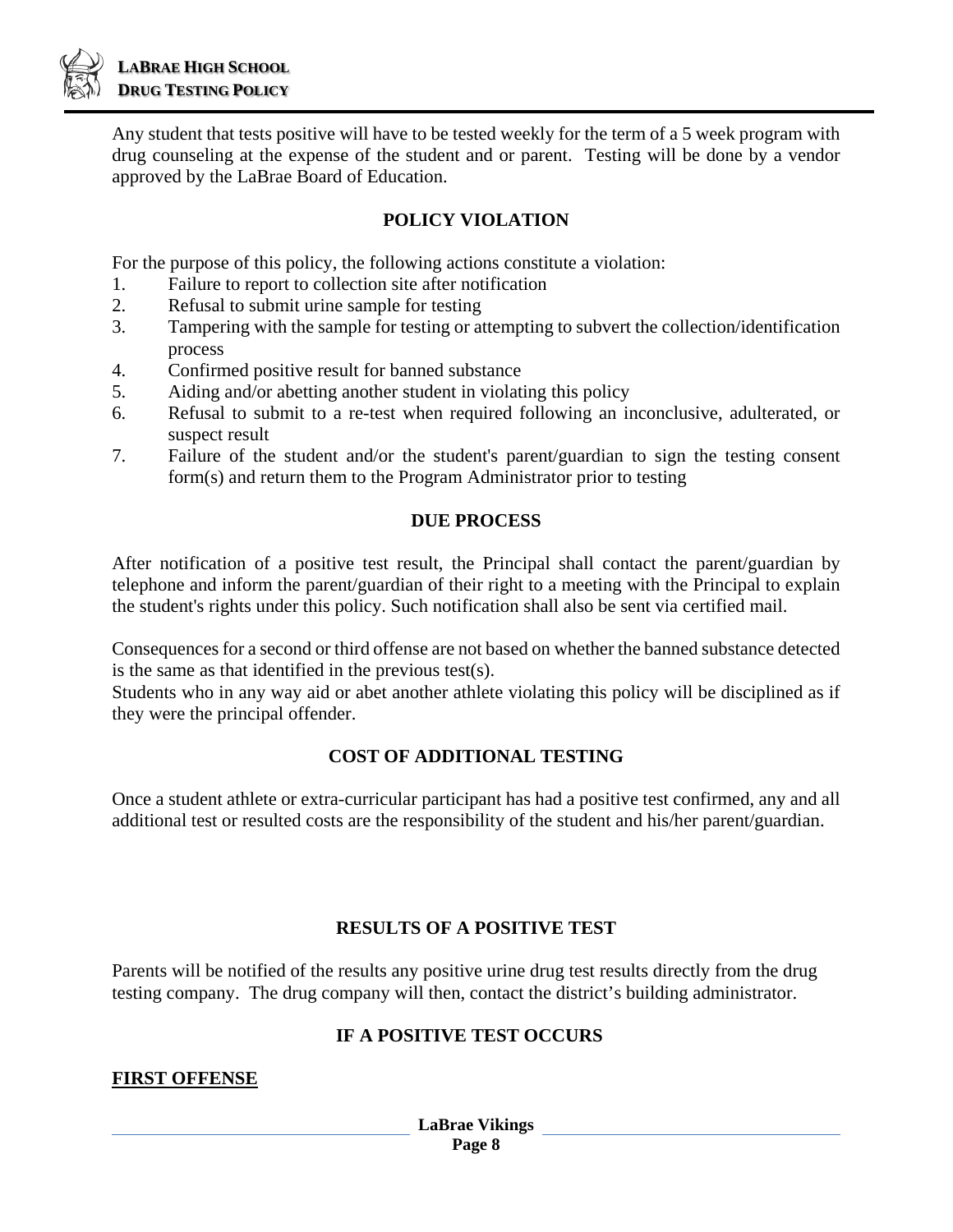Any student that tests positive will have to be tested weekly for the term of a 5 week program with drug counseling at the expense of the student and or parent. Testing will be done by a vendor approved by the LaBrae Board of Education.

## POLICY VIOLATION

For the purpose of this policy, the following actions constitute a violation:

1. Failure to report to collection site after notification
2. Refusal to submit urine sample for testing
3. Tampering with the sample for testing or attempting to subvert the collection/identification process
4. Confirmed positive result for banned substance
5. Aiding and/or abetting another student in violating this policy
6. Refusal to submit to a re-test when required following an inconclusive, adulterated, or suspect result
7. Failure of the student and/or the student's parent/guardian to sign the testing consent form(s) and return them to the Program Administrator prior to testing

## DUE PROCESS

After notification of a positive test result, the Principal shall contact the parent/guardian by telephone and inform the parent/guardian of their right to a meeting with the Principal to explain the student's rights under this policy. Such notification shall also be sent via certified mail.

Consequences for a second or third offense are not based on whether the banned substance detected is the same as that identified in the previous test(s).
Students who in any way aid or abet another athlete violating this policy will be disciplined as if they were the principal offender.

## COST OF ADDITIONAL TESTING

Once a student athlete or extra-curricular participant has had a positive test confirmed, any and all additional test or resulted costs are the responsibility of the student and his/her parent/guardian.

## RESULTS OF A POSITIVE TEST

Parents will be notified of the results any positive urine drug test results directly from the drug testing company. The drug company will then, contact the district's building administrator.

## IF A POSITIVE TEST OCCURS

**FIRST OFFENSE**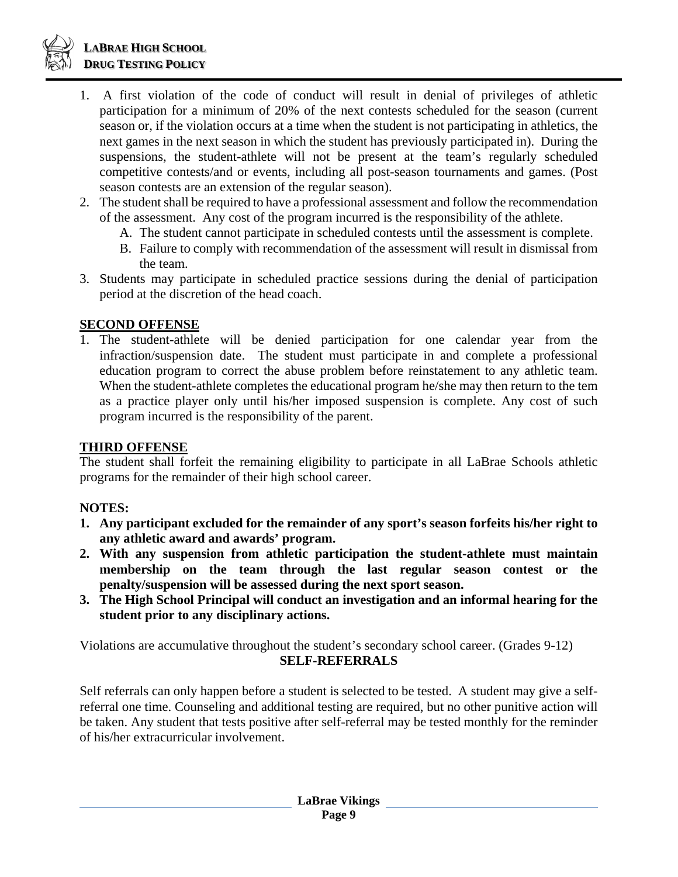1. A first violation of the code of conduct will result in denial of privileges of athletic participation for a minimum of 20% of the next contests scheduled for the season (current season or, if the violation occurs at a time when the student is not participating in athletics, the next games in the next season in which the student has previously participated in). During the suspensions, the student-athlete will not be present at the team's regularly scheduled competitive contests/and or events, including all post-season tournaments and games. (Post season contests are an extension of the regular season).
2. The student shall be required to have a professional assessment and follow the recommendation of the assessment. Any cost of the program incurred is the responsibility of the athlete.
   A. The student cannot participate in scheduled contests until the assessment is complete.
   B. Failure to comply with recommendation of the assessment will result in dismissal from the team.
3. Students may participate in scheduled practice sessions during the denial of participation period at the discretion of the head coach.

## SECOND OFFENSE

1. The student-athlete will be denied participation for one calendar year from the infraction/suspension date. The student must participate in and complete a professional education program to correct the abuse problem before reinstatement to any athletic team. When the student-athlete completes the educational program he/she may then return to the tem as a practice player only until his/her imposed suspension is complete. Any cost of such program incurred is the responsibility of the parent.

## THIRD OFFENSE

The student shall forfeit the remaining eligibility to participate in all LaBrae Schools athletic programs for the remainder of their high school career.

**NOTES:**

1. **Any participant excluded for the remainder of any sport's season forfeits his/her right to any athletic award and awards' program.**
2. **With any suspension from athletic participation the student-athlete must maintain membership on the team through the last regular season contest or the penalty/suspension will be assessed during the next sport season.**
3. **The High School Principal will conduct an investigation and an informal hearing for the student prior to any disciplinary actions.**

Violations are accumulative throughout the student's secondary school career. (Grades 9-12)

## SELF-REFERRALS

Self referrals can only happen before a student is selected to be tested. A student may give a self-referral one time. Counseling and additional testing are required, but no other punitive action will be taken. Any student that tests positive after self-referral may be tested monthly for the reminder of his/her extracurricular involvement.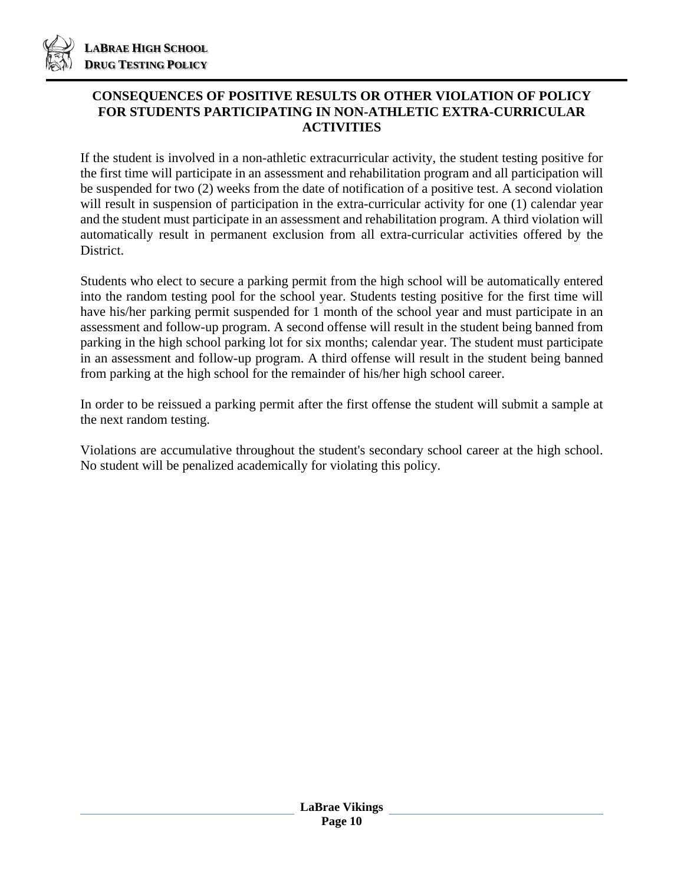## CONSEQUENCES OF POSITIVE RESULTS OR OTHER VIOLATION OF POLICY FOR STUDENTS PARTICIPATING IN NON-ATHLETIC EXTRA-CURRICULAR ACTIVITIES

If the student is involved in a non-athletic extracurricular activity, the student testing positive for the first time will participate in an assessment and rehabilitation program and all participation will be suspended for two (2) weeks from the date of notification of a positive test. A second violation will result in suspension of participation in the extra-curricular activity for one (1) calendar year and the student must participate in an assessment and rehabilitation program. A third violation will automatically result in permanent exclusion from all extra-curricular activities offered by the District.

Students who elect to secure a parking permit from the high school will be automatically entered into the random testing pool for the school year. Students testing positive for the first time will have his/her parking permit suspended for 1 month of the school year and must participate in an assessment and follow-up program. A second offense will result in the student being banned from parking in the high school parking lot for six months; calendar year. The student must participate in an assessment and follow-up program. A third offense will result in the student being banned from parking at the high school for the remainder of his/her high school career.

In order to be reissued a parking permit after the first offense the student will submit a sample at the next random testing.

Violations are accumulative throughout the student's secondary school career at the high school. No student will be penalized academically for violating this policy.